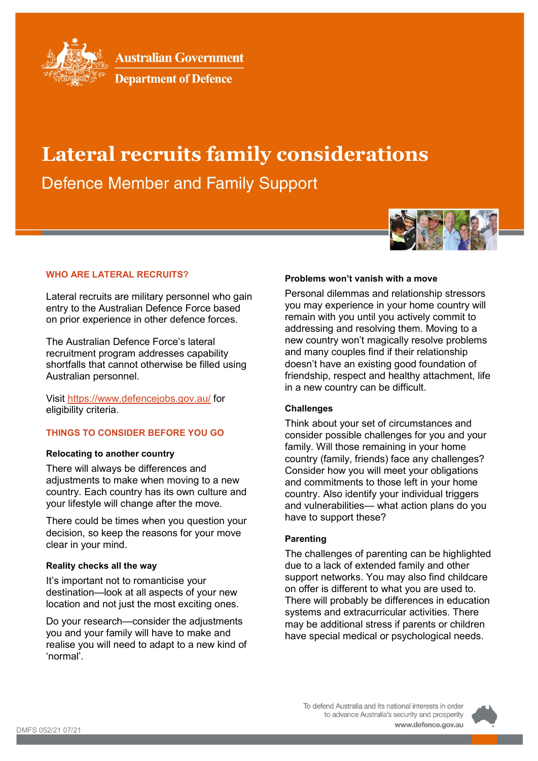Australian Government
Department of Defence

# Lateral recruits family considerations

Defence Member and Family Support

## WHO ARE LATERAL RECRUITS?

Lateral recruits are military personnel who gain entry to the Australian Defence Force based on prior experience in other defence forces.

The Australian Defence Force's lateral recruitment program addresses capability shortfalls that cannot otherwise be filled using Australian personnel.

Visit [https://www.defencejobs.gov.au/](https://www.defencejobs.gov.au/) for eligibility criteria.

## THINGS TO CONSIDER BEFORE YOU GO

### Relocating to another country

There will always be differences and adjustments to make when moving to a new country. Each country has its own culture and your lifestyle will change after the move.

There could be times when you question your decision, so keep the reasons for your move clear in your mind.

### Reality checks all the way

It's important not to romanticise your destination—look at all aspects of your new location and not just the most exciting ones.

Do your research—consider the adjustments you and your family will have to make and realise you will need to adapt to a new kind of 'normal'.

### Problems won't vanish with a move

Personal dilemmas and relationship stressors you may experience in your home country will remain with you until you actively commit to addressing and resolving them. Moving to a new country won't magically resolve problems and many couples find if their relationship doesn't have an existing good foundation of friendship, respect and healthy attachment, life in a new country can be difficult.

### Challenges

Think about your set of circumstances and consider possible challenges for you and your family. Will those remaining in your home country (family, friends) face any challenges? Consider how you will meet your obligations and commitments to those left in your home country. Also identify your individual triggers and vulnerabilities— what action plans do you have to support these?

### Parenting

The challenges of parenting can be highlighted due to a lack of extended family and other support networks. You may also find childcare on offer is different to what you are used to. There will probably be differences in education systems and extracurricular activities. There may be additional stress if parents or children have special medical or psychological needs.

DMFS 052/21 07/21

To defend Australia and its national interests in order to advance Australia's security and prosperity
www.defence.gov.au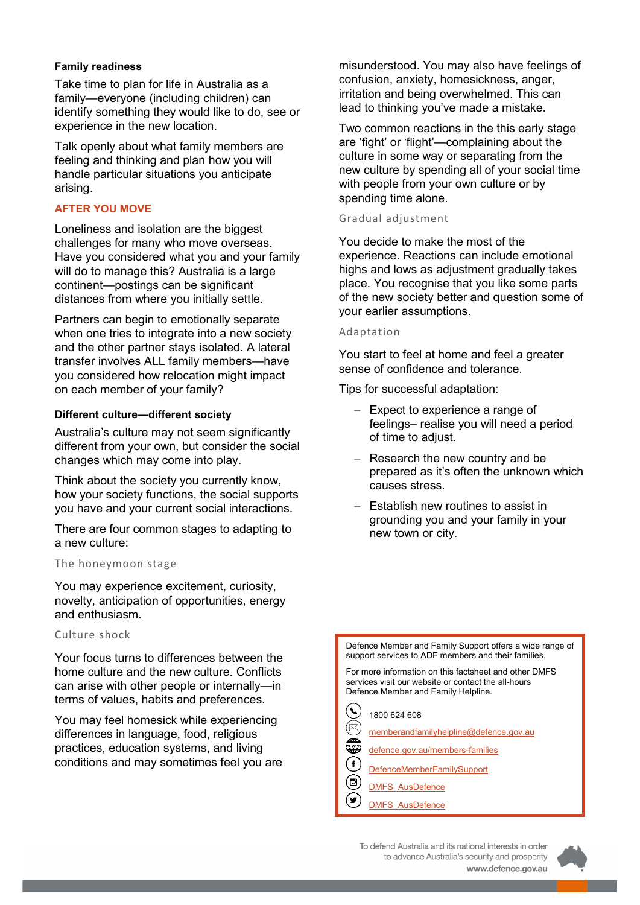**Family readiness**

Take time to plan for life in Australia as a family—everyone (including children) can identify something they would like to do, see or experience in the new location.

Talk openly about what family members are feeling and thinking and plan how you will handle particular situations you anticipate arising.

## AFTER YOU MOVE

Loneliness and isolation are the biggest challenges for many who move overseas. Have you considered what you and your family will do to manage this? Australia is a large continent—postings can be significant distances from where you initially settle.

Partners can begin to emotionally separate when one tries to integrate into a new society and the other partner stays isolated. A lateral transfer involves ALL family members—have you considered how relocation might impact on each member of your family?

**Different culture—different society**

Australia's culture may not seem significantly different from your own, but consider the social changes which may come into play.

Think about the society you currently know, how your society functions, the social supports you have and your current social interactions.

There are four common stages to adapting to a new culture:

### The honeymoon stage

You may experience excitement, curiosity, novelty, anticipation of opportunities, energy and enthusiasm.

### Culture shock

Your focus turns to differences between the home culture and the new culture. Conflicts can arise with other people or internally—in terms of values, habits and preferences.

You may feel homesick while experiencing differences in language, food, religious practices, education systems, and living conditions and may sometimes feel you are misunderstood. You may also have feelings of confusion, anxiety, homesickness, anger, irritation and being overwhelmed. This can lead to thinking you've made a mistake.

Two common reactions in the this early stage are 'fight' or 'flight'—complaining about the culture in some way or separating from the new culture by spending all of your social time with people from your own culture or by spending time alone.

### Gradual adjustment

You decide to make the most of the experience. Reactions can include emotional highs and lows as adjustment gradually takes place. You recognise that you like some parts of the new society better and question some of your earlier assumptions.

### Adaptation

You start to feel at home and feel a greater sense of confidence and tolerance.

Tips for successful adaptation:

- Expect to experience a range of feelings– realise you will need a period of time to adjust.
- Research the new country and be prepared as it's often the unknown which causes stress.
- Establish new routines to assist in grounding you and your family in your new town or city.

Defence Member and Family Support offers a wide range of support services to ADF members and their families.

For more information on this factsheet and other DMFS services visit our website or contact the all-hours Defence Member and Family Helpline.

- 1800 624 608
- memberandfamilyhelpline@defence.gov.au
- defence.gov.au/members-families
- DefenceMemberFamilySupport
- DMFS_AusDefence
- DMFS_AusDefence

To defend Australia and its national interests in order to advance Australia's security and prosperity

www.defence.gov.au